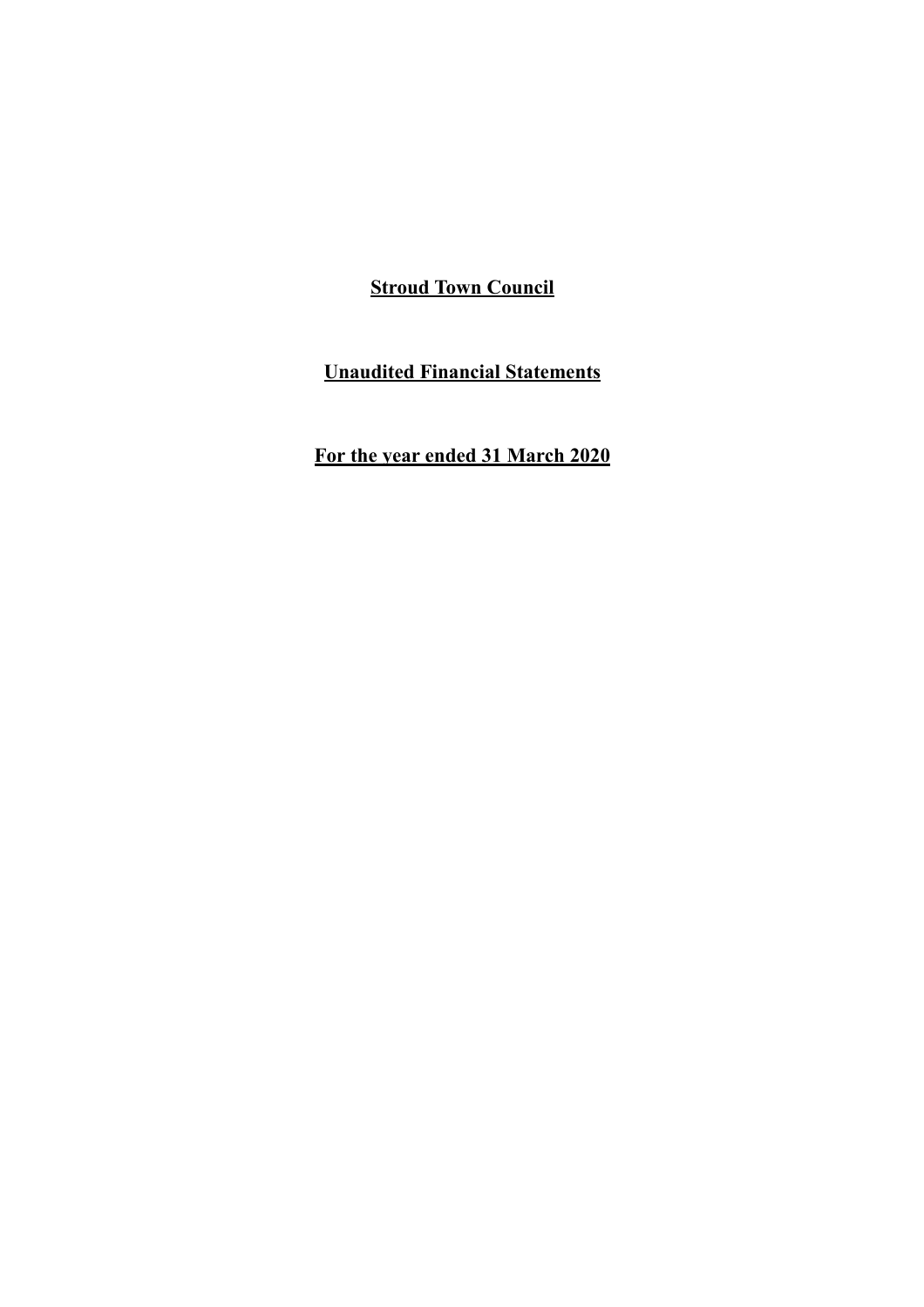# Stroud Town Council

## Unaudited Financial Statements

## For the year ended 31 March 2020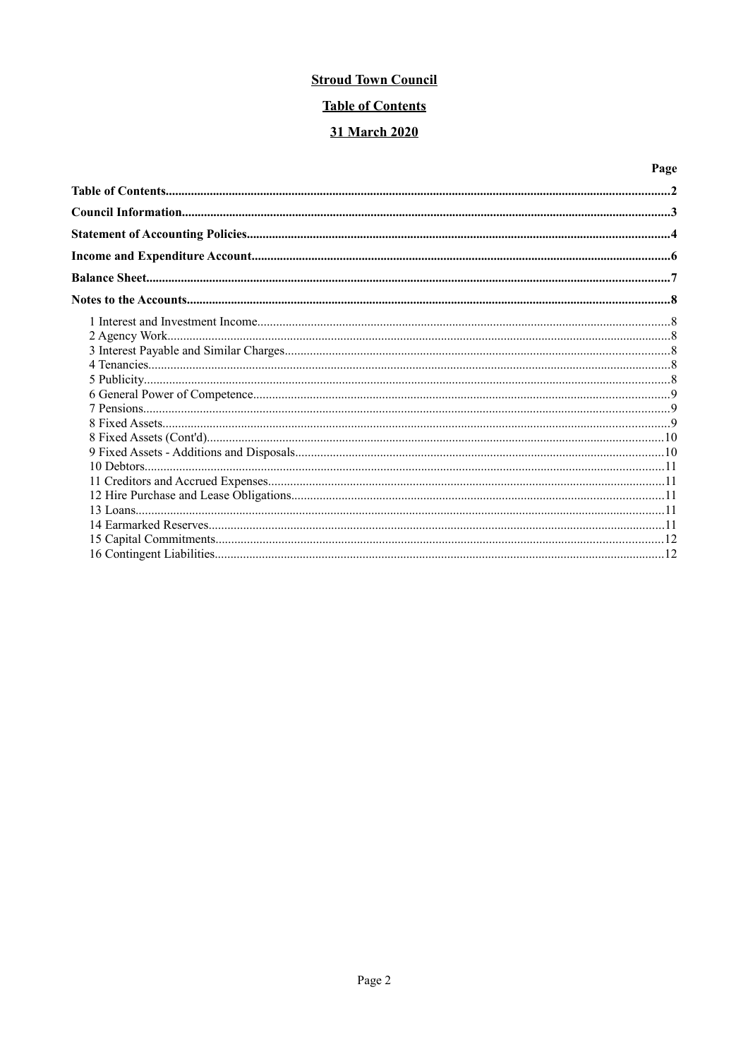**Stroud Town Council**

**Table of Contents**

**31 March 2020**

| | Page |
|---|---|
| **Table of Contents** | **2** |
| **Council Information** | **3** |
| **Statement of Accounting Policies** | **4** |
| **Income and Expenditure Account** | **6** |
| **Balance Sheet** | **7** |
| **Notes to the Accounts** | **8** |
| 1 Interest and Investment Income | 8 |
| 2 Agency Work | 8 |
| 3 Interest Payable and Similar Charges | 8 |
| 4 Tenancies | 8 |
| 5 Publicity | 8 |
| 6 General Power of Competence | 9 |
| 7 Pensions | 9 |
| 8 Fixed Assets | 9 |
| 8 Fixed Assets (Cont'd) | 10 |
| 9 Fixed Assets - Additions and Disposals | 10 |
| 10 Debtors | 11 |
| 11 Creditors and Accrued Expenses | 11 |
| 12 Hire Purchase and Lease Obligations | 11 |
| 13 Loans | 11 |
| 14 Earmarked Reserves | 11 |
| 15 Capital Commitments | 12 |
| 16 Contingent Liabilities | 12 |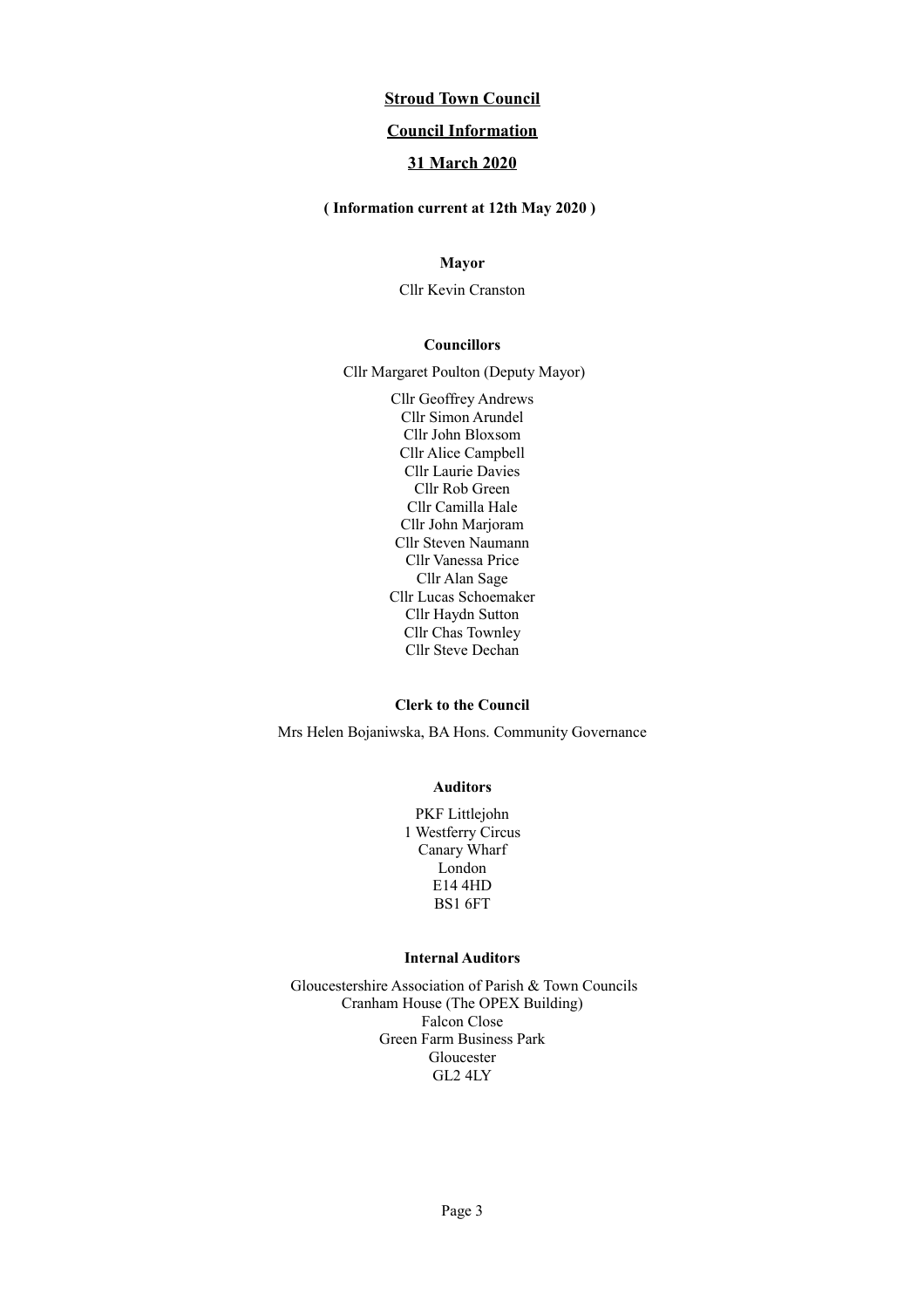# Stroud Town Council

## Council Information

## 31 March 2020

**( Information current at 12th May 2020 )**

### Mayor

Cllr Kevin Cranston

### Councillors

Cllr Margaret Poulton (Deputy Mayor)

Cllr Geoffrey Andrews
Cllr Simon Arundel
Cllr John Bloxsom
Cllr Alice Campbell
Cllr Laurie Davies
Cllr Rob Green
Cllr Camilla Hale
Cllr John Marjoram
Cllr Steven Naumann
Cllr Vanessa Price
Cllr Alan Sage
Cllr Lucas Schoemaker
Cllr Haydn Sutton
Cllr Chas Townley
Cllr Steve Dechan

### Clerk to the Council

Mrs Helen Bojaniwska, BA Hons. Community Governance

### Auditors

PKF Littlejohn
1 Westferry Circus
Canary Wharf
London
E14 4HD
BS1 6FT

### Internal Auditors

Gloucestershire Association of Parish & Town Councils
Cranham House (The OPEX Building)
Falcon Close
Green Farm Business Park
Gloucester
GL2 4LY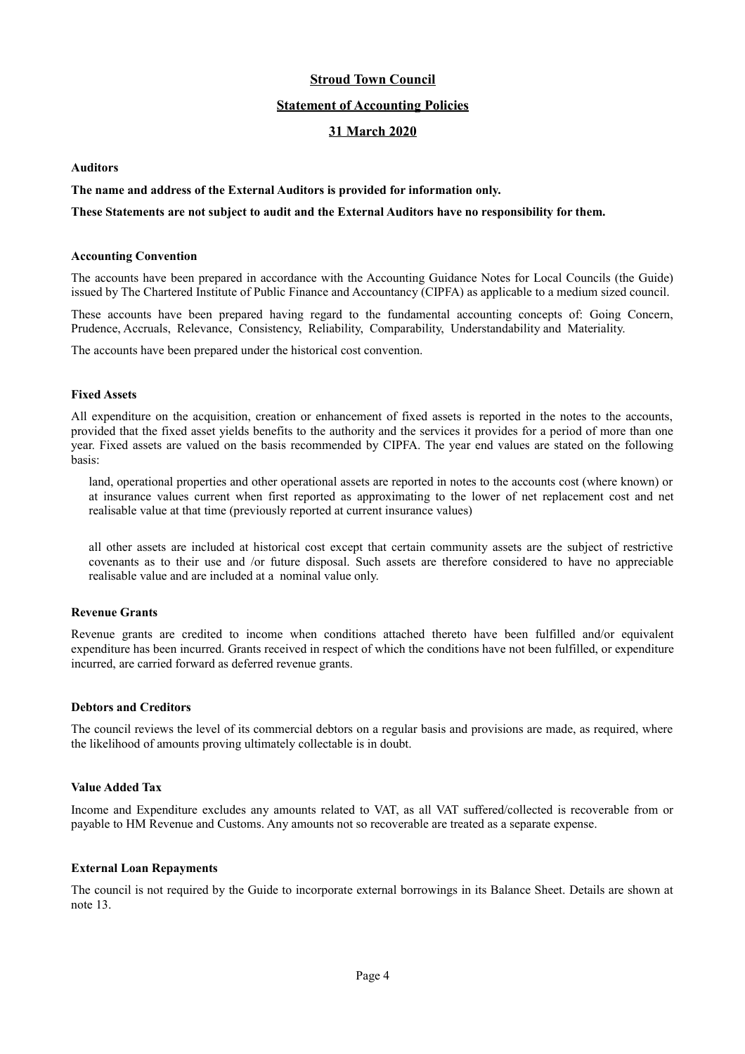# Stroud Town Council

## Statement of Accounting Policies

## 31 March 2020

**Auditors**

**The name and address of the External Auditors is provided for information only.**

**These Statements are not subject to audit and the External Auditors have no responsibility for them.**

**Accounting Convention**

The accounts have been prepared in accordance with the Accounting Guidance Notes for Local Councils (the Guide) issued by The Chartered Institute of Public Finance and Accountancy (CIPFA) as applicable to a medium sized council.

These accounts have been prepared having regard to the fundamental accounting concepts of: Going Concern, Prudence, Accruals, Relevance, Consistency, Reliability, Comparability, Understandability and Materiality.

The accounts have been prepared under the historical cost convention.

**Fixed Assets**

All expenditure on the acquisition, creation or enhancement of fixed assets is reported in the notes to the accounts, provided that the fixed asset yields benefits to the authority and the services it provides for a period of more than one year. Fixed assets are valued on the basis recommended by CIPFA. The year end values are stated on the following basis:

land, operational properties and other operational assets are reported in notes to the accounts cost (where known) or at insurance values current when first reported as approximating to the lower of net replacement cost and net realisable value at that time (previously reported at current insurance values)

all other assets are included at historical cost except that certain community assets are the subject of restrictive covenants as to their use and /or future disposal. Such assets are therefore considered to have no appreciable realisable value and are included at a nominal value only.

**Revenue Grants**

Revenue grants are credited to income when conditions attached thereto have been fulfilled and/or equivalent expenditure has been incurred. Grants received in respect of which the conditions have not been fulfilled, or expenditure incurred, are carried forward as deferred revenue grants.

**Debtors and Creditors**

The council reviews the level of its commercial debtors on a regular basis and provisions are made, as required, where the likelihood of amounts proving ultimately collectable is in doubt.

**Value Added Tax**

Income and Expenditure excludes any amounts related to VAT, as all VAT suffered/collected is recoverable from or payable to HM Revenue and Customs. Any amounts not so recoverable are treated as a separate expense.

**External Loan Repayments**

The council is not required by the Guide to incorporate external borrowings in its Balance Sheet. Details are shown at note 13.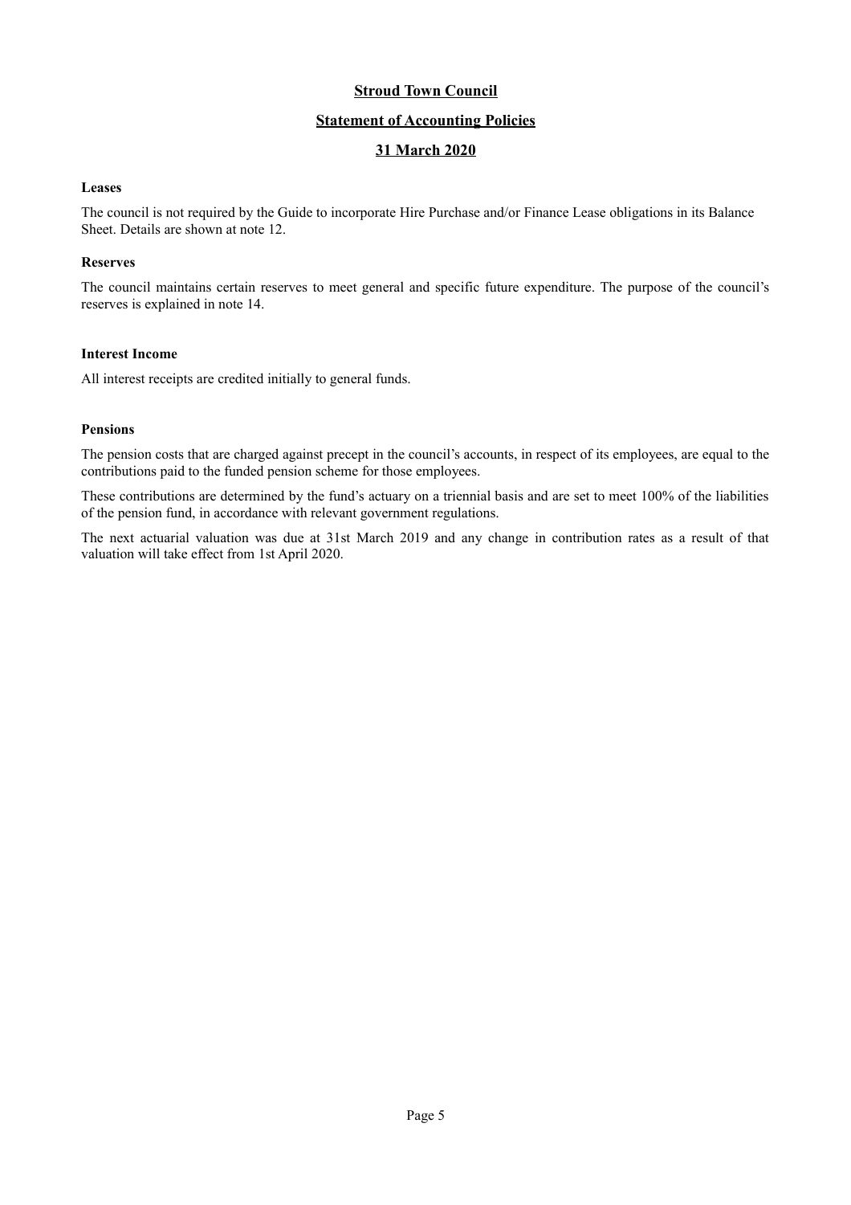# Stroud Town Council

## Statement of Accounting Policies

## 31 March 2020

### Leases

The council is not required by the Guide to incorporate Hire Purchase and/or Finance Lease obligations in its Balance Sheet. Details are shown at note 12.

### Reserves

The council maintains certain reserves to meet general and specific future expenditure. The purpose of the council's reserves is explained in note 14.

### Interest Income

All interest receipts are credited initially to general funds.

### Pensions

The pension costs that are charged against precept in the council's accounts, in respect of its employees, are equal to the contributions paid to the funded pension scheme for those employees.

These contributions are determined by the fund's actuary on a triennial basis and are set to meet 100% of the liabilities of the pension fund, in accordance with relevant government regulations.

The next actuarial valuation was due at 31st March 2019 and any change in contribution rates as a result of that valuation will take effect from 1st April 2020.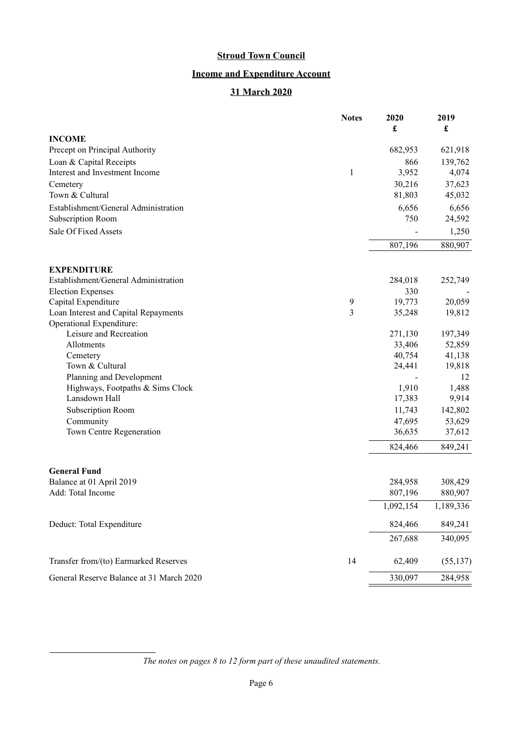## Stroud Town Council

## Income and Expenditure Account

## 31 March 2020

| | Notes | 2020 £ | 2019 £ |
|---|---|---|---|
| **INCOME** | | | |
| Precept on Principal Authority | | 682,953 | 621,918 |
| Loan & Capital Receipts | | 866 | 139,762 |
| Interest and Investment Income | 1 | 3,952 | 4,074 |
| Cemetery | | 30,216 | 37,623 |
| Town & Cultural | | 81,803 | 45,032 |
| Establishment/General Administration | | 6,656 | 6,656 |
| Subscription Room | | 750 | 24,592 |
| Sale Of Fixed Assets | | - | 1,250 |
| | | 807,196 | 880,907 |
| **EXPENDITURE** | | | |
| Establishment/General Administration | | 284,018 | 252,749 |
| Election Expenses | | 330 | - |
| Capital Expenditure | 9 | 19,773 | 20,059 |
| Loan Interest and Capital Repayments | 3 | 35,248 | 19,812 |
| Operational Expenditure: | | | |
| Leisure and Recreation | | 271,130 | 197,349 |
| Allotments | | 33,406 | 52,859 |
| Cemetery | | 40,754 | 41,138 |
| Town & Cultural | | 24,441 | 19,818 |
| Planning and Development | | - | 12 |
| Highways, Footpaths & Sims Clock | | 1,910 | 1,488 |
| Lansdown Hall | | 17,383 | 9,914 |
| Subscription Room | | 11,743 | 142,802 |
| Community | | 47,695 | 53,629 |
| Town Centre Regeneration | | 36,635 | 37,612 |
| | | 824,466 | 849,241 |
| **General Fund** | | | |
| Balance at 01 April 2019 | | 284,958 | 308,429 |
| Add: Total Income | | 807,196 | 880,907 |
| | | 1,092,154 | 1,189,336 |
| Deduct: Total Expenditure | | 824,466 | 849,241 |
| | | 267,688 | 340,095 |
| Transfer from/(to) Earmarked Reserves | 14 | 62,409 | (55,137) |
| General Reserve Balance at 31 March 2020 | | 330,097 | 284,958 |

*The notes on pages 8 to 12 form part of these unaudited statements.*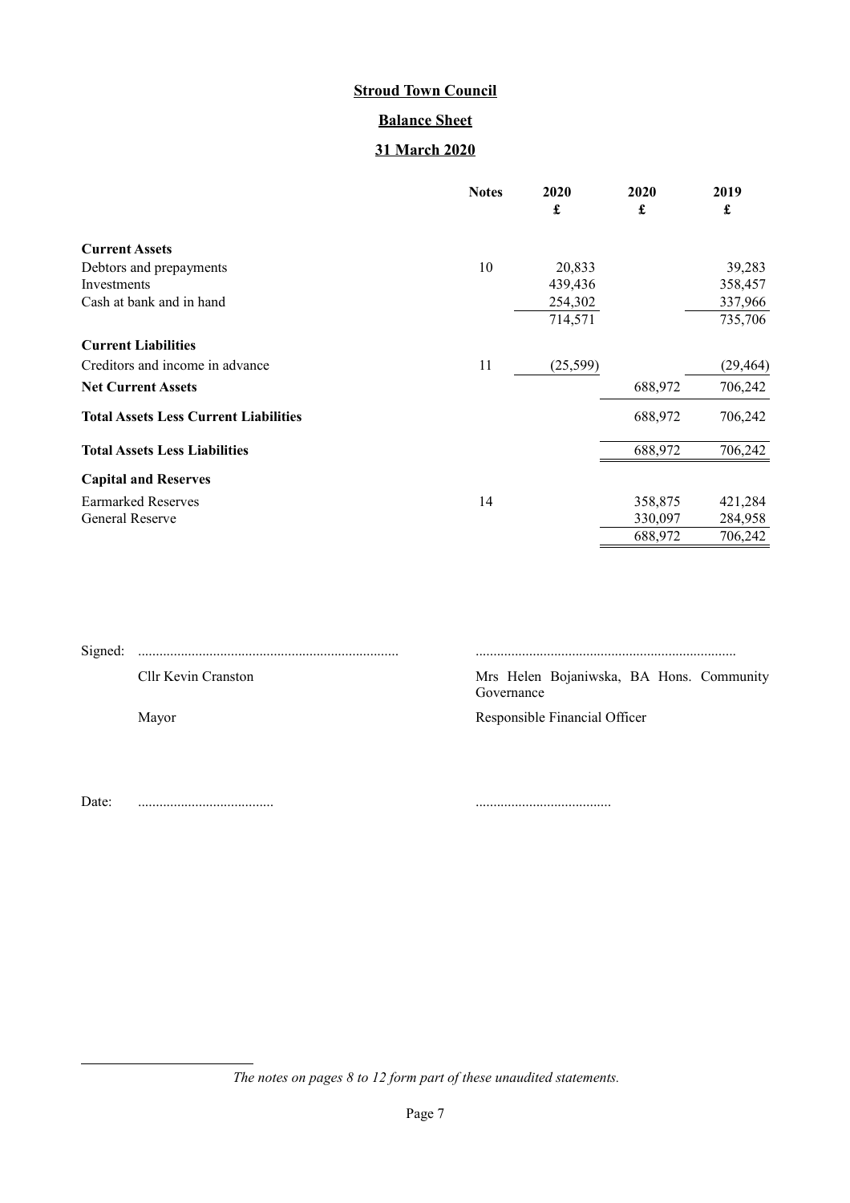# Stroud Town Council

## Balance Sheet

## 31 March 2020

| | Notes | 2020 £ | 2020 £ | 2019 £ |
|---|---|---|---|---|
| **Current Assets** | | | | |
| Debtors and prepayments | 10 | 20,833 | | 39,283 |
| Investments | | 439,436 | | 358,457 |
| Cash at bank and in hand | | 254,302 | | 337,966 |
| | | 714,571 | | 735,706 |
| **Current Liabilities** | | | | |
| Creditors and income in advance | 11 | (25,599) | | (29,464) |
| **Net Current Assets** | | | 688,972 | 706,242 |
| **Total Assets Less Current Liabilities** | | | 688,972 | 706,242 |
| **Total Assets Less Liabilities** | | | 688,972 | 706,242 |
| **Capital and Reserves** | | | | |
| Earmarked Reserves | 14 | | 358,875 | 421,284 |
| General Reserve | | | 330,097 | 284,958 |
| | | | 688,972 | 706,242 |

Signed: ........................................................................ ........................................................................

Cllr Kevin Cranston — Mrs Helen Bojaniwska, BA Hons. Community Governance

Mayor — Responsible Financial Officer

Date: ...................................... ......................................

*The notes on pages 8 to 12 form part of these unaudited statements.*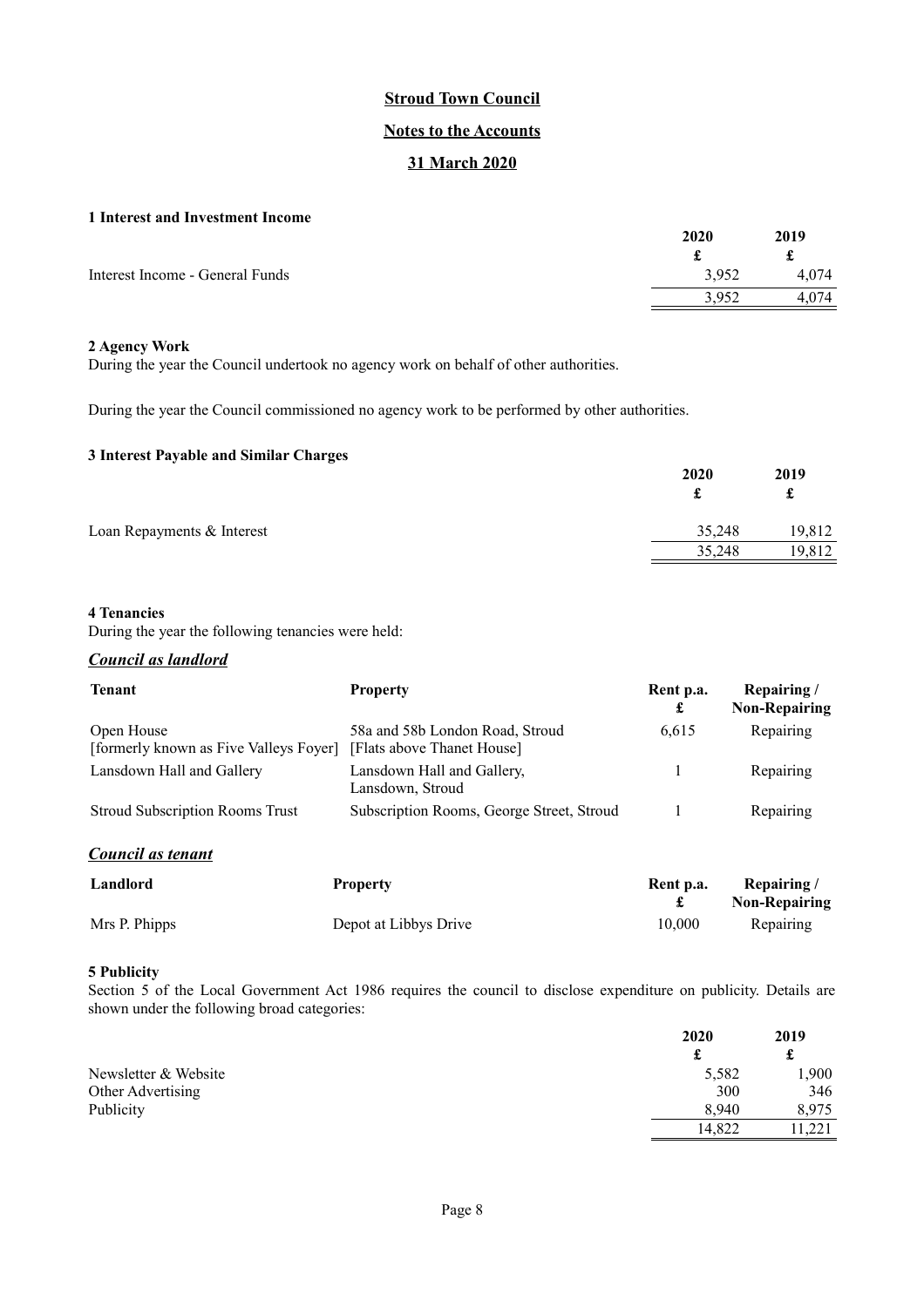# Stroud Town Council

## Notes to the Accounts

## 31 March 2020

### 1 Interest and Investment Income

| | 2020 | 2019 |
|---|---|---|
| | £ | £ |
| Interest Income - General Funds | 3,952 | 4,074 |
| | 3,952 | 4,074 |

### 2 Agency Work

During the year the Council undertook no agency work on behalf of other authorities.

During the year the Council commissioned no agency work to be performed by other authorities.

### 3 Interest Payable and Similar Charges

| | 2020 | 2019 |
|---|---|---|
| | £ | £ |
| Loan Repayments & Interest | 35,248 | 19,812 |
| | 35,248 | 19,812 |

### 4 Tenancies

During the year the following tenancies were held:

***Council as landlord***

| Tenant | Property | Rent p.a. £ | Repairing / Non-Repairing |
|---|---|---|---|
| Open House [formerly known as Five Valleys Foyer] | 58a and 58b London Road, Stroud [Flats above Thanet House] | 6,615 | Repairing |
| Lansdown Hall and Gallery | Lansdown Hall and Gallery, Lansdown, Stroud | 1 | Repairing |
| Stroud Subscription Rooms Trust | Subscription Rooms, George Street, Stroud | 1 | Repairing |

***Council as tenant***

| Landlord | Property | Rent p.a. £ | Repairing / Non-Repairing |
|---|---|---|---|
| Mrs P. Phipps | Depot at Libbys Drive | 10,000 | Repairing |

### 5 Publicity

Section 5 of the Local Government Act 1986 requires the council to disclose expenditure on publicity. Details are shown under the following broad categories:

| | 2020 | 2019 |
|---|---|---|
| | £ | £ |
| Newsletter & Website | 5,582 | 1,900 |
| Other Advertising | 300 | 346 |
| Publicity | 8,940 | 8,975 |
| | 14,822 | 11,221 |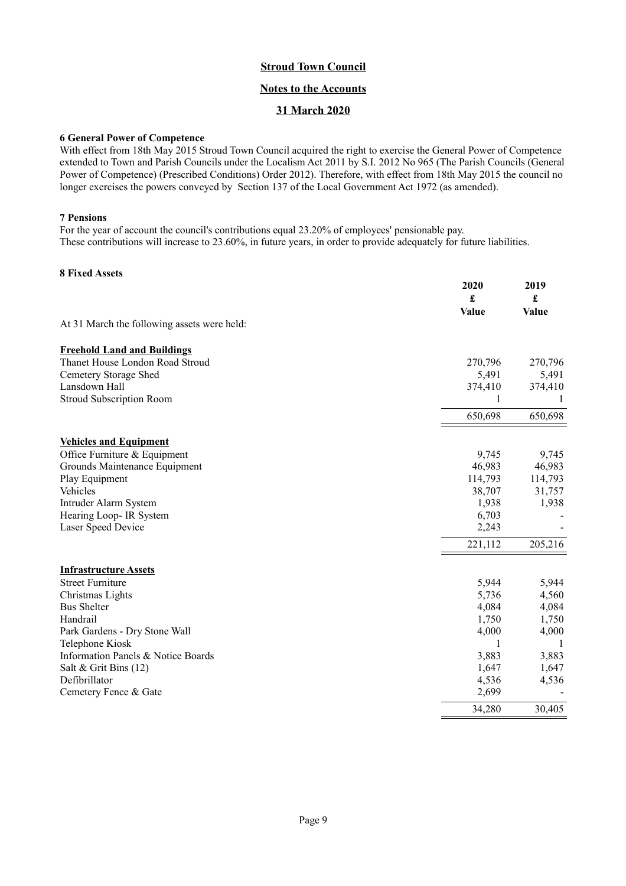**Stroud Town Council**

**Notes to the Accounts**

**31 March 2020**

**6 General Power of Competence**

With effect from 18th May 2015 Stroud Town Council acquired the right to exercise the General Power of Competence extended to Town and Parish Councils under the Localism Act 2011 by S.I. 2012 No 965 (The Parish Councils (General Power of Competence) (Prescribed Conditions) Order 2012). Therefore, with effect from 18th May 2015 the council no longer exercises the powers conveyed by Section 137 of the Local Government Act 1972 (as amended).

**7 Pensions**

For the year of account the council's contributions equal 23.20% of employees' pensionable pay.
These contributions will increase to 23.60%, in future years, in order to provide adequately for future liabilities.

**8 Fixed Assets**

| | 2020 £ Value | 2019 £ Value |
|---|---|---|
| At 31 March the following assets were held: | | |
| **Freehold Land and Buildings** | | |
| Thanet House London Road Stroud | 270,796 | 270,796 |
| Cemetery Storage Shed | 5,491 | 5,491 |
| Lansdown Hall | 374,410 | 374,410 |
| Stroud Subscription Room | 1 | 1 |
| | 650,698 | 650,698 |
| **Vehicles and Equipment** | | |
| Office Furniture & Equipment | 9,745 | 9,745 |
| Grounds Maintenance Equipment | 46,983 | 46,983 |
| Play Equipment | 114,793 | 114,793 |
| Vehicles | 38,707 | 31,757 |
| Intruder Alarm System | 1,938 | 1,938 |
| Hearing Loop- IR System | 6,703 | - |
| Laser Speed Device | 2,243 | - |
| | 221,112 | 205,216 |
| **Infrastructure Assets** | | |
| Street Furniture | 5,944 | 5,944 |
| Christmas Lights | 5,736 | 4,560 |
| Bus Shelter | 4,084 | 4,084 |
| Handrail | 1,750 | 1,750 |
| Park Gardens - Dry Stone Wall | 4,000 | 4,000 |
| Telephone Kiosk | 1 | 1 |
| Information Panels & Notice Boards | 3,883 | 3,883 |
| Salt & Grit Bins (12) | 1,647 | 1,647 |
| Defibrillator | 4,536 | 4,536 |
| Cemetery Fence & Gate | 2,699 | - |
| | 34,280 | 30,405 |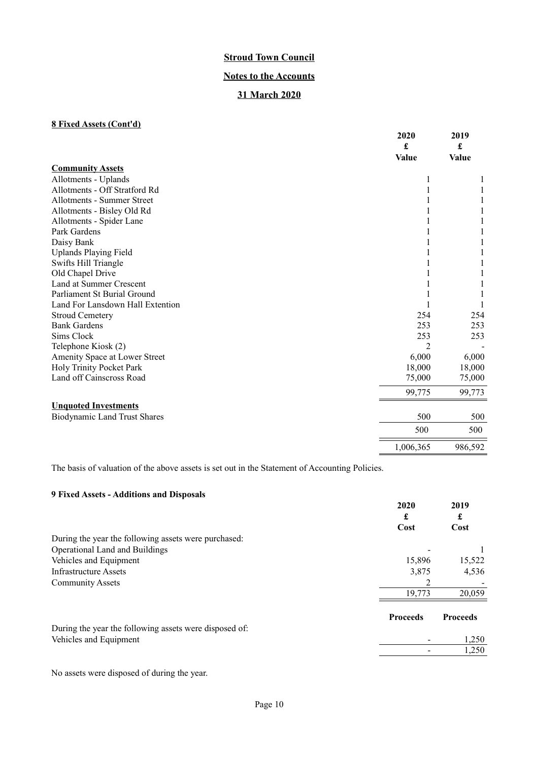**Stroud Town Council**

**Notes to the Accounts**

**31 March 2020**

**8 Fixed Assets (Cont'd)**

| | 2020 £ Value | 2019 £ Value |
|---|---|---|
| **Community Assets** | | |
| Allotments - Uplands | 1 | 1 |
| Allotments - Off Stratford Rd | 1 | 1 |
| Allotments - Summer Street | 1 | 1 |
| Allotments - Bisley Old Rd | 1 | 1 |
| Allotments - Spider Lane | 1 | 1 |
| Park Gardens | 1 | 1 |
| Daisy Bank | 1 | 1 |
| Uplands Playing Field | 1 | 1 |
| Swifts Hill Triangle | 1 | 1 |
| Old Chapel Drive | 1 | 1 |
| Land at Summer Crescent | 1 | 1 |
| Parliament St Burial Ground | 1 | 1 |
| Land For Lansdown Hall Extention | 1 | 1 |
| Stroud Cemetery | 254 | 254 |
| Bank Gardens | 253 | 253 |
| Sims Clock | 253 | 253 |
| Telephone Kiosk (2) | 2 | - |
| Amenity Space at Lower Street | 6,000 | 6,000 |
| Holy Trinity Pocket Park | 18,000 | 18,000 |
| Land off Cainscross Road | 75,000 | 75,000 |
| | 99,775 | 99,773 |
| **Unquoted Investments** | | |
| Biodynamic Land Trust Shares | 500 | 500 |
| | 500 | 500 |
| | 1,006,365 | 986,592 |

The basis of valuation of the above assets is set out in the Statement of Accounting Policies.

**9 Fixed Assets - Additions and Disposals**

| | 2020 £ Cost | 2019 £ Cost |
|---|---|---|
| During the year the following assets were purchased: | | |
| Operational Land and Buildings | - | 1 |
| Vehicles and Equipment | 15,896 | 15,522 |
| Infrastructure Assets | 3,875 | 4,536 |
| Community Assets | 2 | - |
| | 19,773 | 20,059 |

| | Proceeds | Proceeds |
|---|---|---|
| During the year the following assets were disposed of: | | |
| Vehicles and Equipment | - | 1,250 |
| | - | 1,250 |

No assets were disposed of during the year.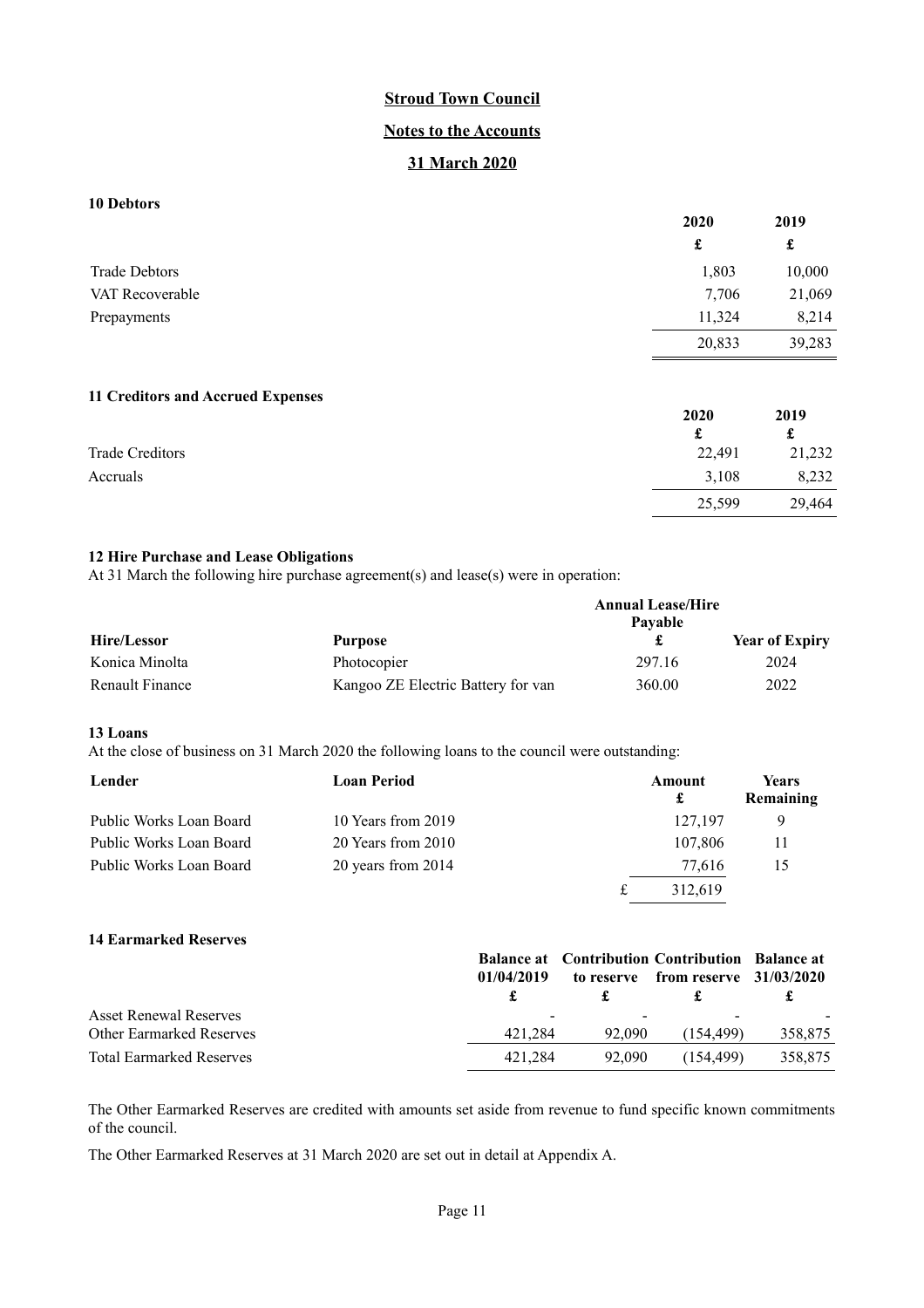# Stroud Town Council

## Notes to the Accounts

## 31 March 2020

### 10 Debtors

| | 2020 | 2019 |
|---|---|---|
| | £ | £ |
| Trade Debtors | 1,803 | 10,000 |
| VAT Recoverable | 7,706 | 21,069 |
| Prepayments | 11,324 | 8,214 |
| | 20,833 | 39,283 |

### 11 Creditors and Accrued Expenses

| | 2020 | 2019 |
|---|---|---|
| | £ | £ |
| Trade Creditors | 22,491 | 21,232 |
| Accruals | 3,108 | 8,232 |
| | 25,599 | 29,464 |

### 12 Hire Purchase and Lease Obligations

At 31 March the following hire purchase agreement(s) and lease(s) were in operation:

| Hire/Lessor | Purpose | Annual Lease/Hire Payable £ | Year of Expiry |
|---|---|---|---|
| Konica Minolta | Photocopier | 297.16 | 2024 |
| Renault Finance | Kangoo ZE Electric Battery for van | 360.00 | 2022 |

### 13 Loans

At the close of business on 31 March 2020 the following loans to the council were outstanding:

| Lender | Loan Period | Amount £ | Years Remaining |
|---|---|---|---|
| Public Works Loan Board | 10 Years from 2019 | 127,197 | 9 |
| Public Works Loan Board | 20 Years from 2010 | 107,806 | 11 |
| Public Works Loan Board | 20 years from 2014 | 77,616 | 15 |
| | | £ 312,619 | |

### 14 Earmarked Reserves

| | Balance at 01/04/2019 | Contribution to reserve | Contribution from reserve | Balance at 31/03/2020 |
|---|---|---|---|---|
| | £ | £ | £ | £ |
| Asset Renewal Reserves | - | - | - | - |
| Other Earmarked Reserves | 421,284 | 92,090 | (154,499) | 358,875 |
| Total Earmarked Reserves | 421,284 | 92,090 | (154,499) | 358,875 |

The Other Earmarked Reserves are credited with amounts set aside from revenue to fund specific known commitments of the council.

The Other Earmarked Reserves at 31 March 2020 are set out in detail at Appendix A.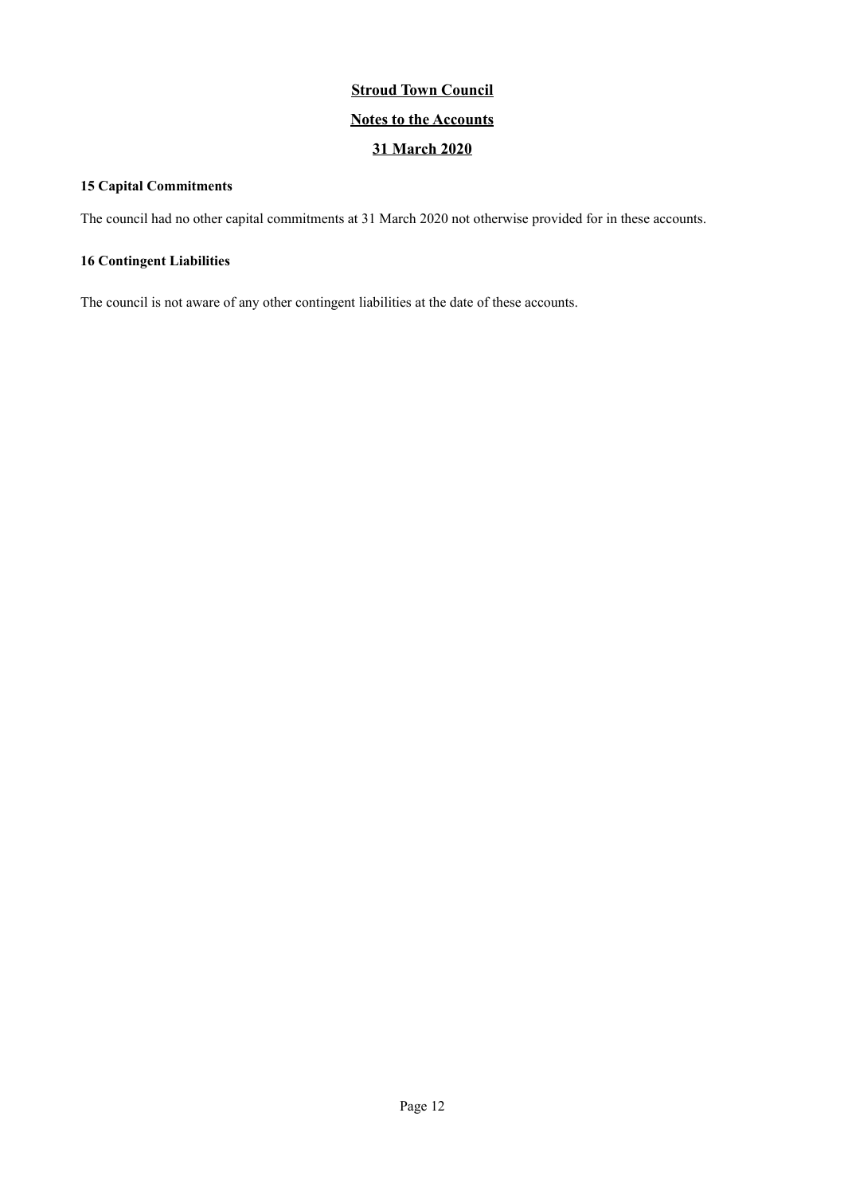**Stroud Town Council**

**Notes to the Accounts**

**31 March 2020**

### 15 Capital Commitments

The council had no other capital commitments at 31 March 2020 not otherwise provided for in these accounts.

### 16 Contingent Liabilities

The council is not aware of any other contingent liabilities at the date of these accounts.